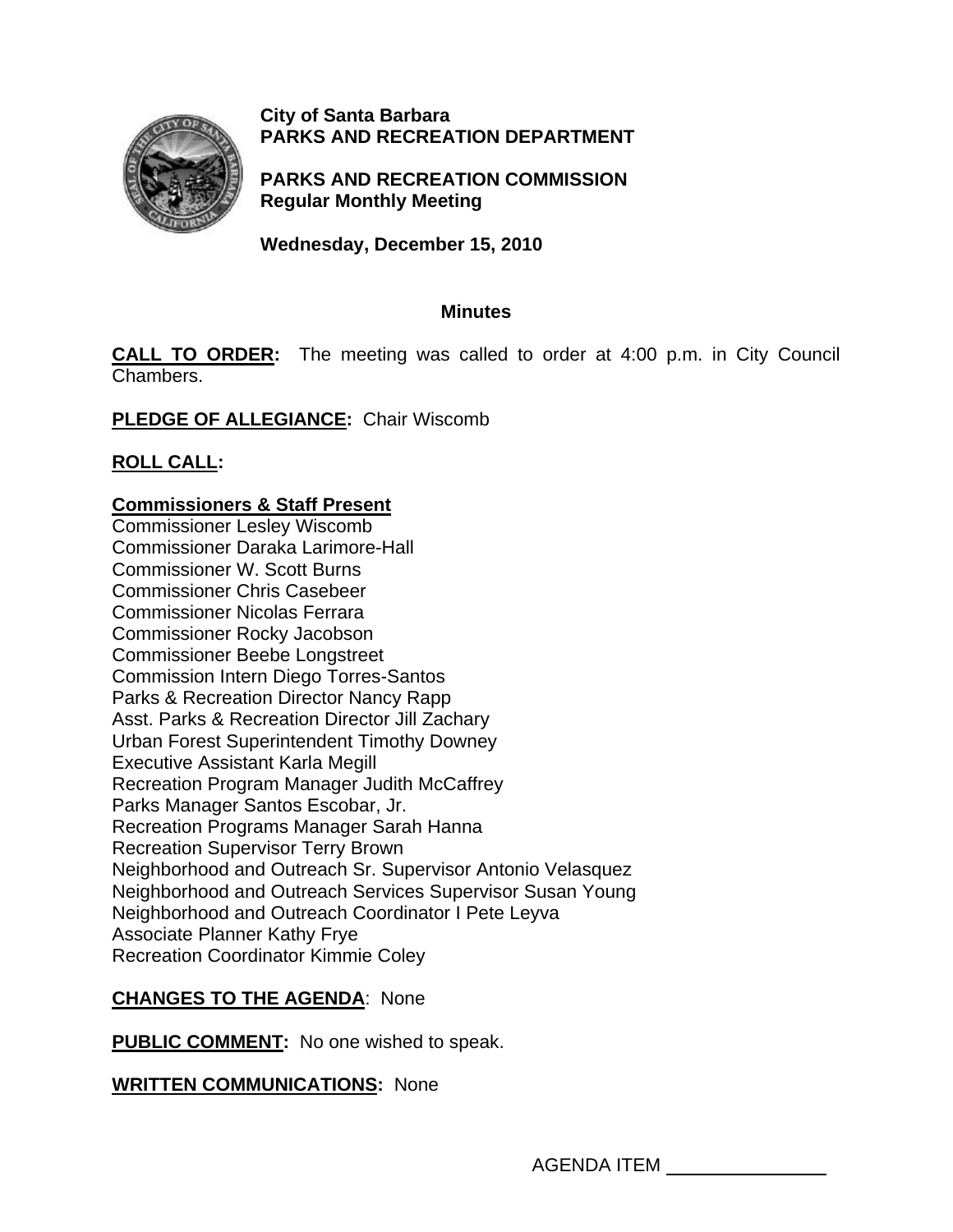**City of Santa Barbara**
**PARKS AND RECREATION DEPARTMENT**

**PARKS AND RECREATION COMMISSION**
**Regular Monthly Meeting**

**Wednesday, December 15, 2010**

## Minutes

**CALL TO ORDER:** The meeting was called to order at 4:00 p.m. in City Council Chambers.

**PLEDGE OF ALLEGIANCE:** Chair Wiscomb

**ROLL CALL:**

**Commissioners & Staff Present**

Commissioner Lesley Wiscomb
Commissioner Daraka Larimore-Hall
Commissioner W. Scott Burns
Commissioner Chris Casebeer
Commissioner Nicolas Ferrara
Commissioner Rocky Jacobson
Commissioner Beebe Longstreet
Commission Intern Diego Torres-Santos
Parks & Recreation Director Nancy Rapp
Asst. Parks & Recreation Director Jill Zachary
Urban Forest Superintendent Timothy Downey
Executive Assistant Karla Megill
Recreation Program Manager Judith McCaffrey
Parks Manager Santos Escobar, Jr.
Recreation Programs Manager Sarah Hanna
Recreation Supervisor Terry Brown
Neighborhood and Outreach Sr. Supervisor Antonio Velasquez
Neighborhood and Outreach Services Supervisor Susan Young
Neighborhood and Outreach Coordinator I Pete Leyva
Associate Planner Kathy Frye
Recreation Coordinator Kimmie Coley

**CHANGES TO THE AGENDA**: None

**PUBLIC COMMENT:** No one wished to speak.

**WRITTEN COMMUNICATIONS:** None

AGENDA ITEM ______________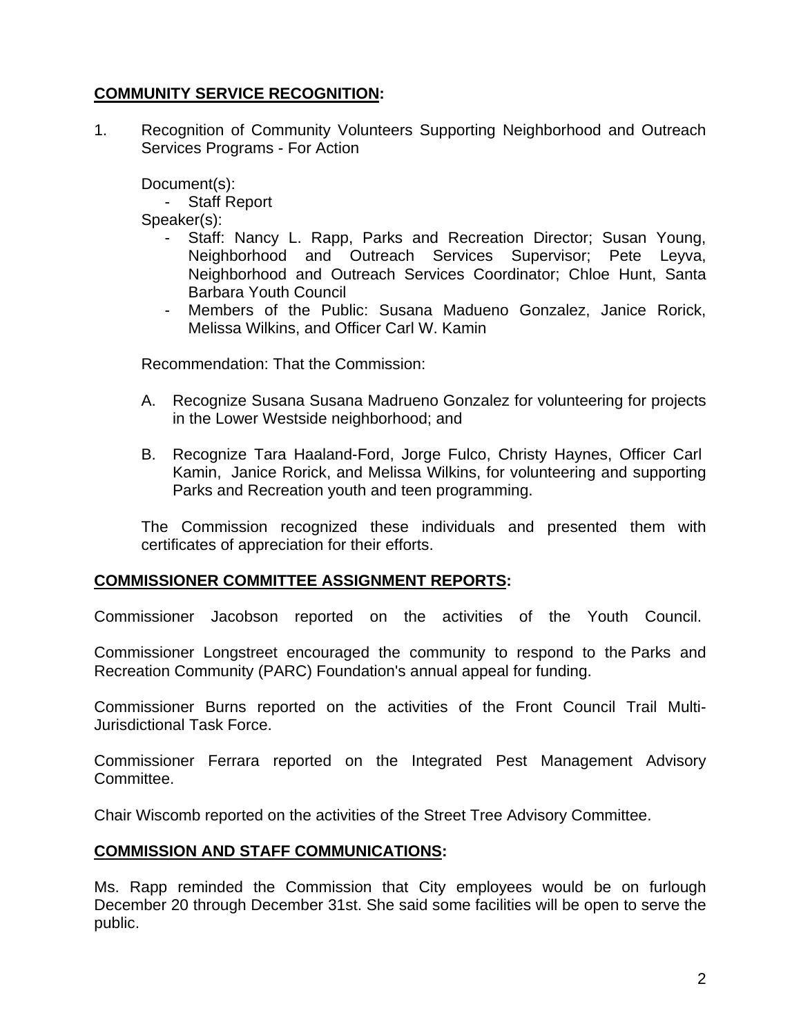**COMMUNITY SERVICE RECOGNITION:**

1. Recognition of Community Volunteers Supporting Neighborhood and Outreach Services Programs - For Action

   Document(s):
   - Staff Report

   Speaker(s):
   - Staff: Nancy L. Rapp, Parks and Recreation Director; Susan Young, Neighborhood and Outreach Services Supervisor; Pete Leyva, Neighborhood and Outreach Services Coordinator; Chloe Hunt, Santa Barbara Youth Council
   - Members of the Public: Susana Madueno Gonzalez, Janice Rorick, Melissa Wilkins, and Officer Carl W. Kamin

   Recommendation: That the Commission:

   A. Recognize Susana Susana Madrueno Gonzalez for volunteering for projects in the Lower Westside neighborhood; and

   B. Recognize Tara Haaland-Ford, Jorge Fulco, Christy Haynes, Officer Carl Kamin, Janice Rorick, and Melissa Wilkins, for volunteering and supporting Parks and Recreation youth and teen programming.

   The Commission recognized these individuals and presented them with certificates of appreciation for their efforts.

**COMMISSIONER COMMITTEE ASSIGNMENT REPORTS:**

Commissioner Jacobson reported on the activities of the Youth Council.

Commissioner Longstreet encouraged the community to respond to the Parks and Recreation Community (PARC) Foundation's annual appeal for funding.

Commissioner Burns reported on the activities of the Front Council Trail Multi-Jurisdictional Task Force.

Commissioner Ferrara reported on the Integrated Pest Management Advisory Committee.

Chair Wiscomb reported on the activities of the Street Tree Advisory Committee.

**COMMISSION AND STAFF COMMUNICATIONS:**

Ms. Rapp reminded the Commission that City employees would be on furlough December 20 through December 31st. She said some facilities will be open to serve the public.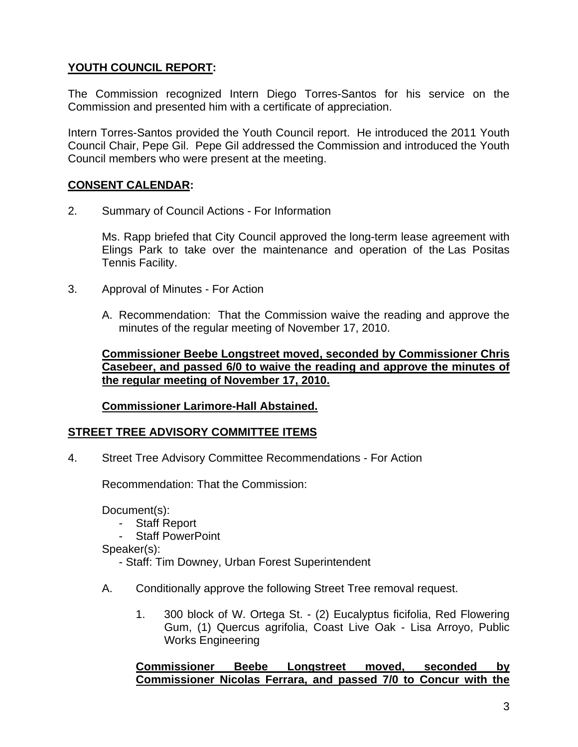**YOUTH COUNCIL REPORT:**

The Commission recognized Intern Diego Torres-Santos for his service on the Commission and presented him with a certificate of appreciation.

Intern Torres-Santos provided the Youth Council report. He introduced the 2011 Youth Council Chair, Pepe Gil. Pepe Gil addressed the Commission and introduced the Youth Council members who were present at the meeting.

**CONSENT CALENDAR:**

2. Summary of Council Actions - For Information

   Ms. Rapp briefed that City Council approved the long-term lease agreement with Elings Park to take over the maintenance and operation of the Las Positas Tennis Facility.

3. Approval of Minutes - For Action

   A. Recommendation: That the Commission waive the reading and approve the minutes of the regular meeting of November 17, 2010.

   **Commissioner Beebe Longstreet moved, seconded by Commissioner Chris Casebeer, and passed 6/0 to waive the reading and approve the minutes of the regular meeting of November 17, 2010.**

   **Commissioner Larimore-Hall Abstained.**

**STREET TREE ADVISORY COMMITTEE ITEMS**

4. Street Tree Advisory Committee Recommendations - For Action

   Recommendation: That the Commission:

   Document(s):
   - Staff Report
   - Staff PowerPoint

   Speaker(s):
   - Staff: Tim Downey, Urban Forest Superintendent

   A. Conditionally approve the following Street Tree removal request.

      1. 300 block of W. Ortega St. - (2) Eucalyptus ficifolia, Red Flowering Gum, (1) Quercus agrifolia, Coast Live Oak - Lisa Arroyo, Public Works Engineering

      **Commissioner Beebe Longstreet moved, seconded by Commissioner Nicolas Ferrara, and passed 7/0 to Concur with the**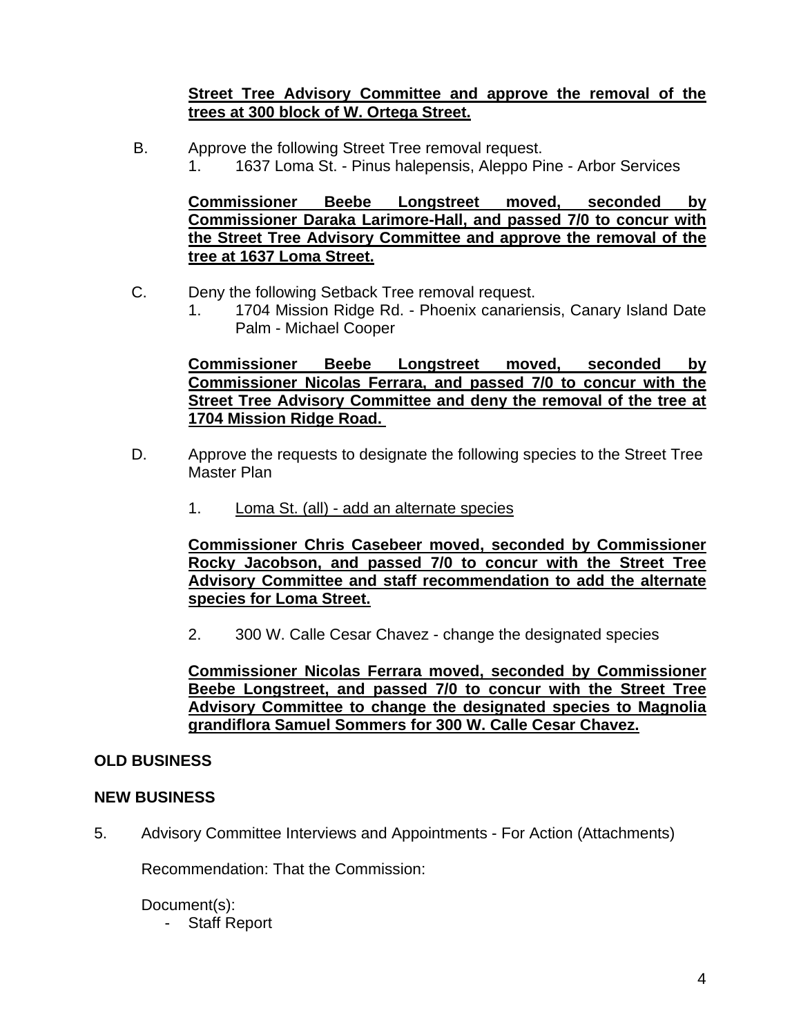**Street Tree Advisory Committee and approve the removal of the trees at 300 block of W. Ortega Street.**

B. Approve the following Street Tree removal request.
   1. 1637 Loma St. - Pinus halepensis, Aleppo Pine - Arbor Services

   **Commissioner Beebe Longstreet moved, seconded by Commissioner Daraka Larimore-Hall, and passed 7/0 to concur with the Street Tree Advisory Committee and approve the removal of the tree at 1637 Loma Street.**

C. Deny the following Setback Tree removal request.
   1. 1704 Mission Ridge Rd. - Phoenix canariensis, Canary Island Date Palm - Michael Cooper

   **Commissioner Beebe Longstreet moved, seconded by Commissioner Nicolas Ferrara, and passed 7/0 to concur with the Street Tree Advisory Committee and deny the removal of the tree at 1704 Mission Ridge Road.**

D. Approve the requests to designate the following species to the Street Tree Master Plan

   1. Loma St. (all) - add an alternate species

   **Commissioner Chris Casebeer moved, seconded by Commissioner Rocky Jacobson, and passed 7/0 to concur with the Street Tree Advisory Committee and staff recommendation to add the alternate species for Loma Street.**

   2. 300 W. Calle Cesar Chavez - change the designated species

   **Commissioner Nicolas Ferrara moved, seconded by Commissioner Beebe Longstreet, and passed 7/0 to concur with the Street Tree Advisory Committee to change the designated species to Magnolia grandiflora Samuel Sommers for 300 W. Calle Cesar Chavez.**

**OLD BUSINESS**

**NEW BUSINESS**

5. Advisory Committee Interviews and Appointments - For Action (Attachments)

   Recommendation: That the Commission:

   Document(s):
   - Staff Report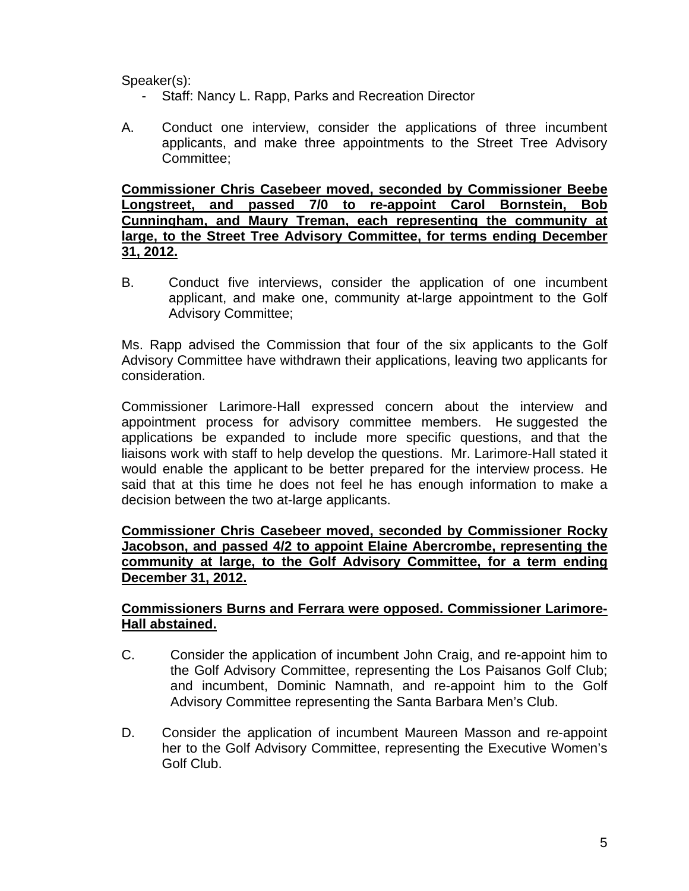Speaker(s):

- Staff: Nancy L. Rapp, Parks and Recreation Director

A. Conduct one interview, consider the applications of three incumbent applicants, and make three appointments to the Street Tree Advisory Committee;

**Commissioner Chris Casebeer moved, seconded by Commissioner Beebe Longstreet, and passed 7/0 to re-appoint Carol Bornstein, Bob Cunningham, and Maury Treman, each representing the community at large, to the Street Tree Advisory Committee, for terms ending December 31, 2012.**

B. Conduct five interviews, consider the application of one incumbent applicant, and make one, community at-large appointment to the Golf Advisory Committee;

Ms. Rapp advised the Commission that four of the six applicants to the Golf Advisory Committee have withdrawn their applications, leaving two applicants for consideration.

Commissioner Larimore-Hall expressed concern about the interview and appointment process for advisory committee members. He suggested the applications be expanded to include more specific questions, and that the liaisons work with staff to help develop the questions. Mr. Larimore-Hall stated it would enable the applicant to be better prepared for the interview process. He said that at this time he does not feel he has enough information to make a decision between the two at-large applicants.

**Commissioner Chris Casebeer moved, seconded by Commissioner Rocky Jacobson, and passed 4/2 to appoint Elaine Abercrombe, representing the community at large, to the Golf Advisory Committee, for a term ending December 31, 2012.**

**Commissioners Burns and Ferrara were opposed. Commissioner Larimore-Hall abstained.**

C. Consider the application of incumbent John Craig, and re-appoint him to the Golf Advisory Committee, representing the Los Paisanos Golf Club; and incumbent, Dominic Namnath, and re-appoint him to the Golf Advisory Committee representing the Santa Barbara Men's Club.

D. Consider the application of incumbent Maureen Masson and re-appoint her to the Golf Advisory Committee, representing the Executive Women's Golf Club.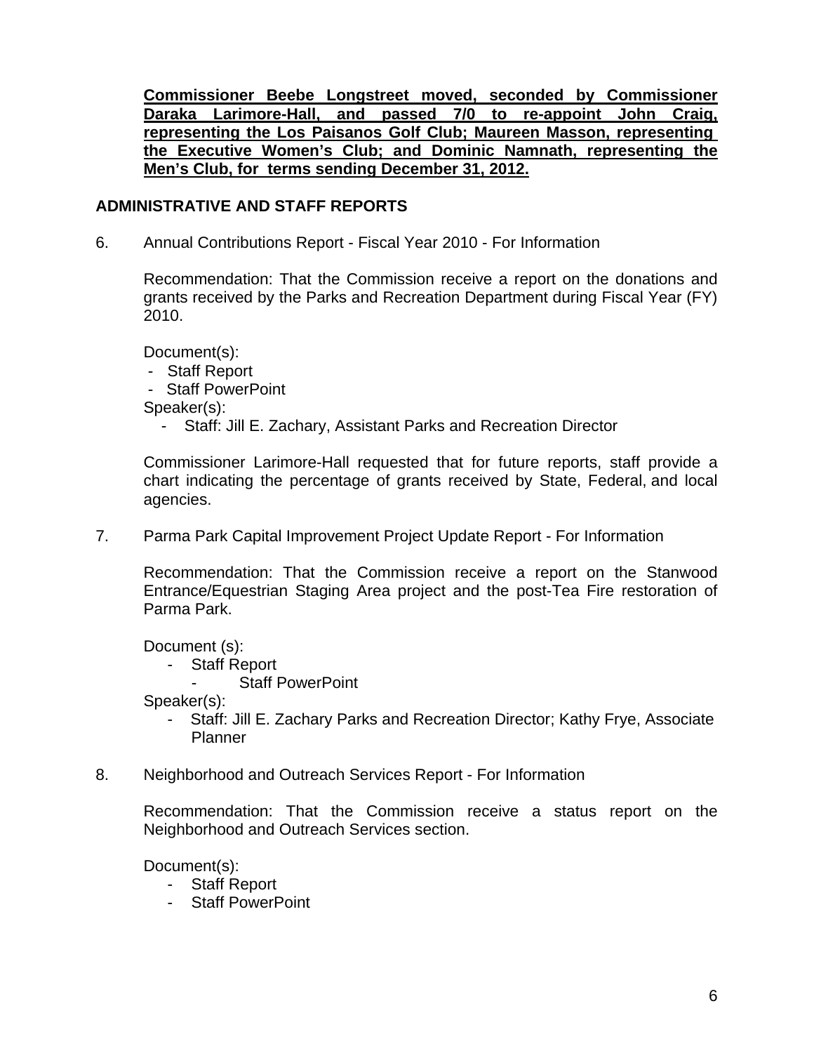**Commissioner Beebe Longstreet moved, seconded by Commissioner Daraka Larimore-Hall, and passed 7/0 to re-appoint John Craig, representing the Los Paisanos Golf Club; Maureen Masson, representing the Executive Women's Club; and Dominic Namnath, representing the Men's Club, for terms sending December 31, 2012.**

## ADMINISTRATIVE AND STAFF REPORTS

6. Annual Contributions Report - Fiscal Year 2010 - For Information

   Recommendation: That the Commission receive a report on the donations and grants received by the Parks and Recreation Department during Fiscal Year (FY) 2010.

   Document(s):
   - Staff Report
   - Staff PowerPoint

   Speaker(s):
   - Staff: Jill E. Zachary, Assistant Parks and Recreation Director

   Commissioner Larimore-Hall requested that for future reports, staff provide a chart indicating the percentage of grants received by State, Federal, and local agencies.

7. Parma Park Capital Improvement Project Update Report - For Information

   Recommendation: That the Commission receive a report on the Stanwood Entrance/Equestrian Staging Area project and the post-Tea Fire restoration of Parma Park.

   Document (s):
   - Staff Report
   - Staff PowerPoint

   Speaker(s):
   - Staff: Jill E. Zachary Parks and Recreation Director; Kathy Frye, Associate Planner

8. Neighborhood and Outreach Services Report - For Information

   Recommendation: That the Commission receive a status report on the Neighborhood and Outreach Services section.

   Document(s):
   - Staff Report
   - Staff PowerPoint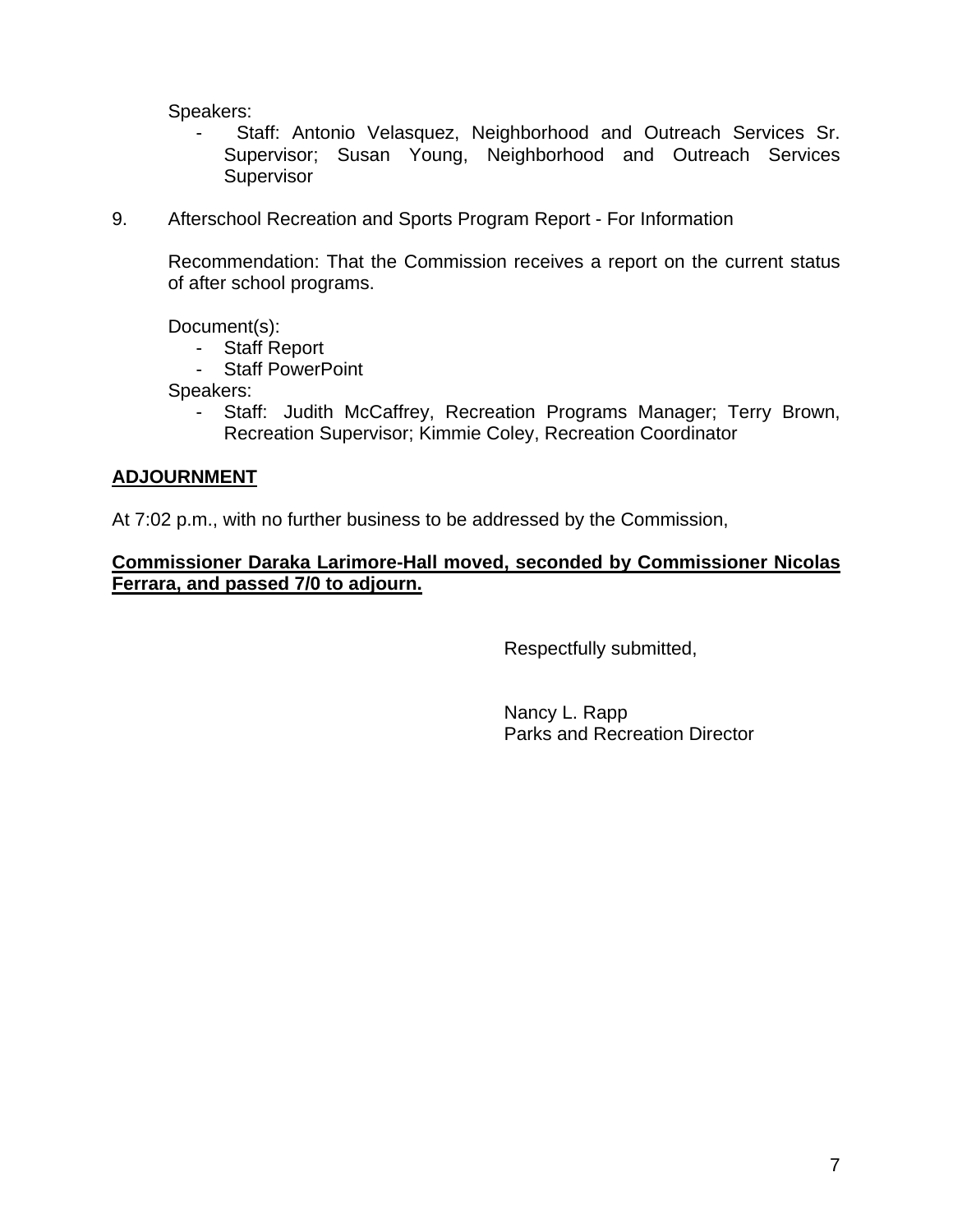Speakers:

- Staff: Antonio Velasquez, Neighborhood and Outreach Services Sr. Supervisor; Susan Young, Neighborhood and Outreach Services Supervisor

9. Afterschool Recreation and Sports Program Report - For Information

   Recommendation: That the Commission receives a report on the current status of after school programs.

   Document(s):
   - Staff Report
   - Staff PowerPoint

   Speakers:
   - Staff: Judith McCaffrey, Recreation Programs Manager; Terry Brown, Recreation Supervisor; Kimmie Coley, Recreation Coordinator

**ADJOURNMENT**

At 7:02 p.m., with no further business to be addressed by the Commission,

**Commissioner Daraka Larimore-Hall moved, seconded by Commissioner Nicolas Ferrara, and passed 7/0 to adjourn.**

Respectfully submitted,

Nancy L. Rapp
Parks and Recreation Director